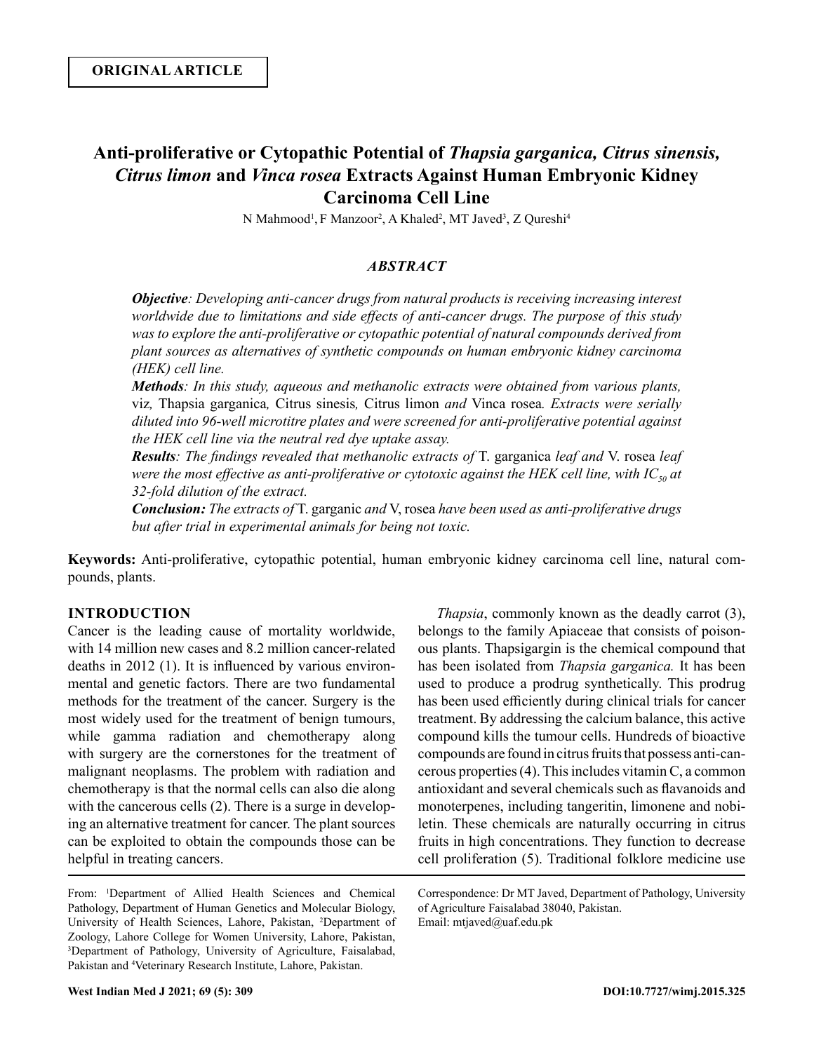**ORIGINAL ARTICLE**

# Anti-proliferative or Cytopathic Potential of *Thapsia garganica, Citrus sinensis, Citrus limon* and *Vinca rosea* Extracts Against Human Embryonic Kidney Carcinoma Cell Line

N Mahmood[1], F Manzoor[2], A Khaled[2], MT Javed[3], Z Qureshi[4]

## *ABSTRACT*

***Objective****: Developing anti-cancer drugs from natural products is receiving increasing interest worldwide due to limitations and side effects of anti-cancer drugs. The purpose of this study was to explore the anti-proliferative or cytopathic potential of natural compounds derived from plant sources as alternatives of synthetic compounds on human embryonic kidney carcinoma (HEK) cell line.*

***Methods****: In this study, aqueous and methanolic extracts were obtained from various plants,* viz*,* Thapsia garganica*,* Citrus sinesis*,* Citrus limon *and* Vinca rosea*. Extracts were serially diluted into 96-well microtitre plates and were screened for anti-proliferative potential against the HEK cell line via the neutral red dye uptake assay.*

***Results****: The findings revealed that methanolic extracts of* T. garganica *leaf and* V. rosea *leaf were the most effective as anti-proliferative or cytotoxic against the HEK cell line, with* $IC_{50}$ *at 32-fold dilution of the extract.*

***Conclusion:*** *The extracts of* T. garganic *and* V, rosea *have been used as anti-proliferative drugs but after trial in experimental animals for being not toxic.*

**Keywords:** Anti-proliferative, cytopathic potential, human embryonic kidney carcinoma cell line, natural compounds, plants.

## INTRODUCTION

Cancer is the leading cause of mortality worldwide, with 14 million new cases and 8.2 million cancer-related deaths in 2012 (1). It is influenced by various environmental and genetic factors. There are two fundamental methods for the treatment of the cancer. Surgery is the most widely used for the treatment of benign tumours, while gamma radiation and chemotherapy along with surgery are the cornerstones for the treatment of malignant neoplasms. The problem with radiation and chemotherapy is that the normal cells can also die along with the cancerous cells (2). There is a surge in developing an alternative treatment for cancer. The plant sources can be exploited to obtain the compounds those can be helpful in treating cancers.

*Thapsia*, commonly known as the deadly carrot (3), belongs to the family Apiaceae that consists of poisonous plants. Thapsigargin is the chemical compound that has been isolated from *Thapsia garganica.* It has been used to produce a prodrug synthetically. This prodrug has been used efficiently during clinical trials for cancer treatment. By addressing the calcium balance, this active compound kills the tumour cells. Hundreds of bioactive compounds are found in citrus fruits that possess anti-cancerous properties (4). This includes vitamin C, a common antioxidant and several chemicals such as flavanoids and monoterpenes, including tangeritin, limonene and nobiletin. These chemicals are naturally occurring in citrus fruits in high concentrations. They function to decrease cell proliferation (5). Traditional folklore medicine use

From: [1]Department of Allied Health Sciences and Chemical Pathology, Department of Human Genetics and Molecular Biology, University of Health Sciences, Lahore, Pakistan, [2]Department of Zoology, Lahore College for Women University, Lahore, Pakistan, [3]Department of Pathology, University of Agriculture, Faisalabad, Pakistan and [4]Veterinary Research Institute, Lahore, Pakistan.

Correspondence: Dr MT Javed, Department of Pathology, University of Agriculture Faisalabad 38040, Pakistan.
Email: mtjaved@uaf.edu.pk

DOI:10.7727/wimj.2015.325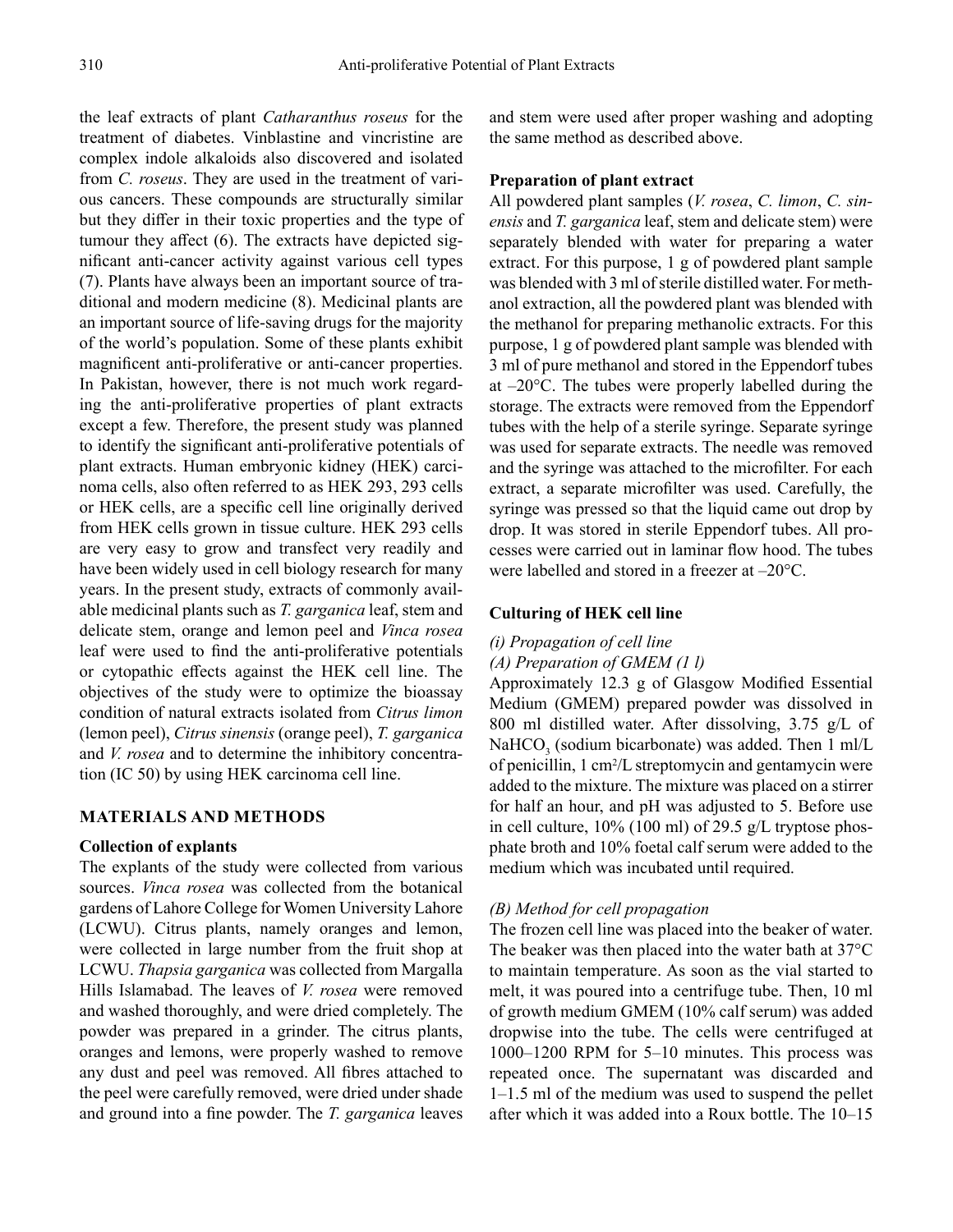the leaf extracts of plant *Catharanthus roseus* for the treatment of diabetes. Vinblastine and vincristine are complex indole alkaloids also discovered and isolated from *C. roseus*. They are used in the treatment of various cancers. These compounds are structurally similar but they differ in their toxic properties and the type of tumour they affect (6). The extracts have depicted significant anti-cancer activity against various cell types (7). Plants have always been an important source of traditional and modern medicine (8). Medicinal plants are an important source of life-saving drugs for the majority of the world's population. Some of these plants exhibit magnificent anti-proliferative or anti-cancer properties. In Pakistan, however, there is not much work regarding the anti-proliferative properties of plant extracts except a few. Therefore, the present study was planned to identify the significant anti-proliferative potentials of plant extracts. Human embryonic kidney (HEK) carcinoma cells, also often referred to as HEK 293, 293 cells or HEK cells, are a specific cell line originally derived from HEK cells grown in tissue culture. HEK 293 cells are very easy to grow and transfect very readily and have been widely used in cell biology research for many years. In the present study, extracts of commonly available medicinal plants such as *T. garganica* leaf, stem and delicate stem, orange and lemon peel and *Vinca rosea* leaf were used to find the anti-proliferative potentials or cytopathic effects against the HEK cell line. The objectives of the study were to optimize the bioassay condition of natural extracts isolated from *Citrus limon* (lemon peel), *Citrus sinensis* (orange peel), *T. garganica* and *V. rosea* and to determine the inhibitory concentration (IC 50) by using HEK carcinoma cell line.

## MATERIALS AND METHODS

### Collection of explants

The explants of the study were collected from various sources. *Vinca rosea* was collected from the botanical gardens of Lahore College for Women University Lahore (LCWU). Citrus plants, namely oranges and lemon, were collected in large number from the fruit shop at LCWU. *Thapsia garganica* was collected from Margalla Hills Islamabad. The leaves of *V. rosea* were removed and washed thoroughly, and were dried completely. The powder was prepared in a grinder. The citrus plants, oranges and lemons, were properly washed to remove any dust and peel was removed. All fibres attached to the peel were carefully removed, were dried under shade and ground into a fine powder. The *T. garganica* leaves and stem were used after proper washing and adopting the same method as described above.

### Preparation of plant extract

All powdered plant samples (*V. rosea*, *C. limon*, *C. sinensis* and *T. garganica* leaf, stem and delicate stem) were separately blended with water for preparing a water extract. For this purpose, 1 g of powdered plant sample was blended with 3 ml of sterile distilled water. For methanol extraction, all the powdered plant was blended with the methanol for preparing methanolic extracts. For this purpose, 1 g of powdered plant sample was blended with 3 ml of pure methanol and stored in the Eppendorf tubes at –20°C. The tubes were properly labelled during the storage. The extracts were removed from the Eppendorf tubes with the help of a sterile syringe. Separate syringe was used for separate extracts. The needle was removed and the syringe was attached to the microfilter. For each extract, a separate microfilter was used. Carefully, the syringe was pressed so that the liquid came out drop by drop. It was stored in sterile Eppendorf tubes. All processes were carried out in laminar flow hood. The tubes were labelled and stored in a freezer at –20°C.

### Culturing of HEK cell line

*(i) Propagation of cell line*

*(A) Preparation of GMEM (1 l)*

Approximately 12.3 g of Glasgow Modified Essential Medium (GMEM) prepared powder was dissolved in 800 ml distilled water. After dissolving, 3.75 g/L of $NaHCO_3$ (sodium bicarbonate) was added. Then 1 ml/L of penicillin, 1 $cm^2$/L streptomycin and gentamycin were added to the mixture. The mixture was placed on a stirrer for half an hour, and pH was adjusted to 5. Before use in cell culture, 10% (100 ml) of 29.5 g/L tryptose phosphate broth and 10% foetal calf serum were added to the medium which was incubated until required.

*(B) Method for cell propagation*

The frozen cell line was placed into the beaker of water. The beaker was then placed into the water bath at 37°C to maintain temperature. As soon as the vial started to melt, it was poured into a centrifuge tube. Then, 10 ml of growth medium GMEM (10% calf serum) was added dropwise into the tube. The cells were centrifuged at 1000–1200 RPM for 5–10 minutes. This process was repeated once. The supernatant was discarded and 1–1.5 ml of the medium was used to suspend the pellet after which it was added into a Roux bottle. The 10–15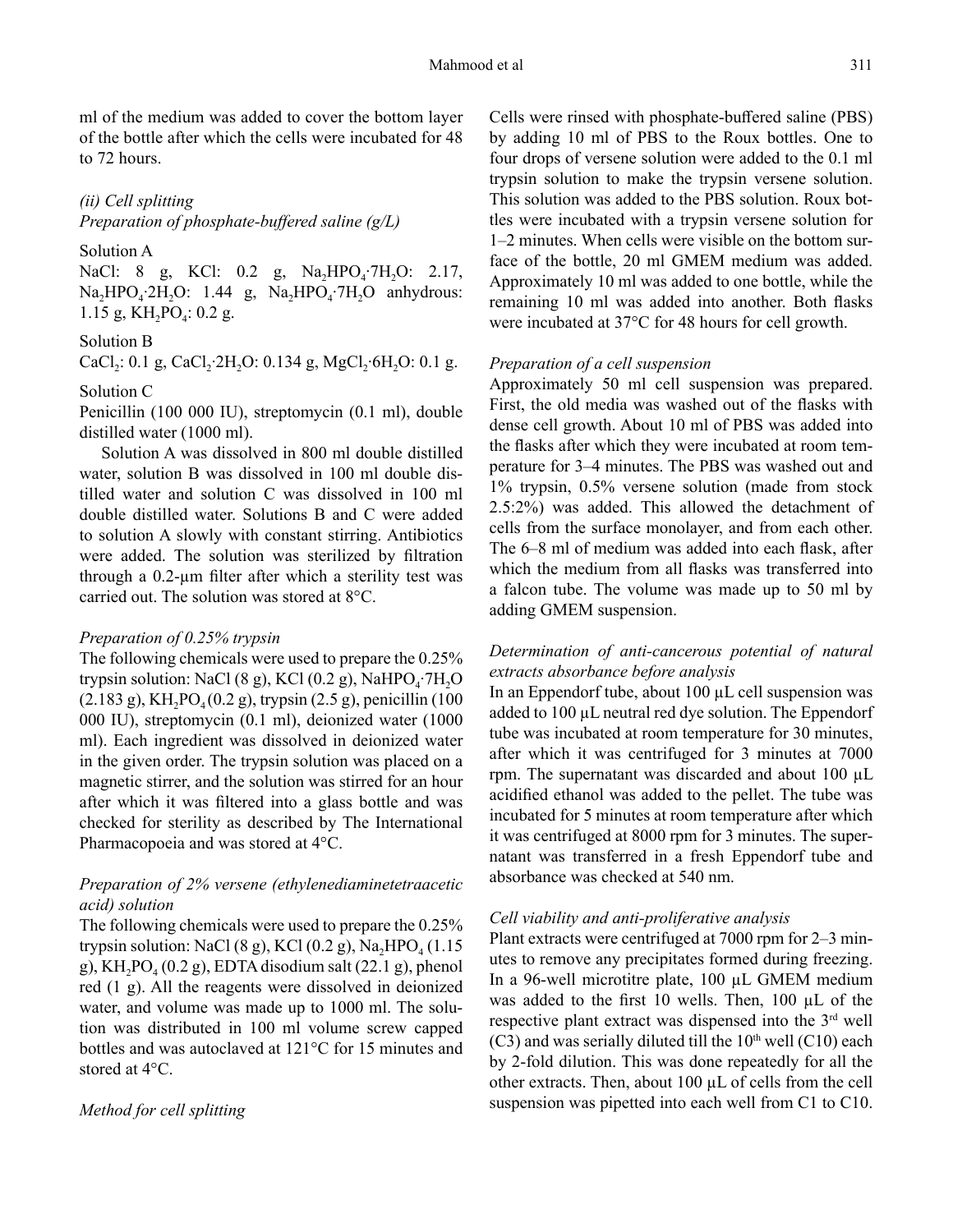ml of the medium was added to cover the bottom layer of the bottle after which the cells were incubated for 48 to 72 hours.

*(ii) Cell splitting*
*Preparation of phosphate-buffered saline (g/L)*

Solution A
NaCl: 8 g, KCl: 0.2 g, $Na_2HPO_4{\cdot}7H_2O$: 2.17, $Na_2HPO_4{\cdot}2H_2O$: 1.44 g, $Na_2HPO_4{\cdot}7H_2O$ anhydrous: 1.15 g, $KH_2PO_4$: 0.2 g.

Solution B
$CaCl_2$: 0.1 g, $CaCl_2{\cdot}2H_2O$: 0.134 g, $MgCl_2{\cdot}6H_2O$: 0.1 g.

Solution C
Penicillin (100 000 IU), streptomycin (0.1 ml), double distilled water (1000 ml).

Solution A was dissolved in 800 ml double distilled water, solution B was dissolved in 100 ml double distilled water and solution C was dissolved in 100 ml double distilled water. Solutions B and C were added to solution A slowly with constant stirring. Antibiotics were added. The solution was sterilized by filtration through a 0.2-µm filter after which a sterility test was carried out. The solution was stored at 8°C.

*Preparation of 0.25% trypsin*
The following chemicals were used to prepare the 0.25% trypsin solution: NaCl (8 g), KCl (0.2 g), $NaHPO_4{\cdot}7H_2O$ (2.183 g), $KH_2PO_4$ (0.2 g), trypsin (2.5 g), penicillin (100 000 IU), streptomycin (0.1 ml), deionized water (1000 ml). Each ingredient was dissolved in deionized water in the given order. The trypsin solution was placed on a magnetic stirrer, and the solution was stirred for an hour after which it was filtered into a glass bottle and was checked for sterility as described by The International Pharmacopoeia and was stored at 4°C.

*Preparation of 2% versene (ethylenediaminetetraacetic acid) solution*
The following chemicals were used to prepare the 0.25% trypsin solution: NaCl (8 g), KCl (0.2 g), $Na_2HPO_4$ (1.15 g), $KH_2PO_4$ (0.2 g), EDTA disodium salt (22.1 g), phenol red (1 g). All the reagents were dissolved in deionized water, and volume was made up to 1000 ml. The solution was distributed in 100 ml volume screw capped bottles and was autoclaved at 121°C for 15 minutes and stored at 4°C.

*Method for cell splitting*
Cells were rinsed with phosphate-buffered saline (PBS) by adding 10 ml of PBS to the Roux bottles. One to four drops of versene solution were added to the 0.1 ml trypsin solution to make the trypsin versene solution. This solution was added to the PBS solution. Roux bottles were incubated with a trypsin versene solution for 1–2 minutes. When cells were visible on the bottom surface of the bottle, 20 ml GMEM medium was added. Approximately 10 ml was added to one bottle, while the remaining 10 ml was added into another. Both flasks were incubated at 37°C for 48 hours for cell growth.

*Preparation of a cell suspension*
Approximately 50 ml cell suspension was prepared. First, the old media was washed out of the flasks with dense cell growth. About 10 ml of PBS was added into the flasks after which they were incubated at room temperature for 3–4 minutes. The PBS was washed out and 1% trypsin, 0.5% versene solution (made from stock 2.5:2%) was added. This allowed the detachment of cells from the surface monolayer, and from each other. The 6–8 ml of medium was added into each flask, after which the medium from all flasks was transferred into a falcon tube. The volume was made up to 50 ml by adding GMEM suspension.

*Determination of anti-cancerous potential of natural extracts absorbance before analysis*
In an Eppendorf tube, about 100 µL cell suspension was added to 100 µL neutral red dye solution. The Eppendorf tube was incubated at room temperature for 30 minutes, after which it was centrifuged for 3 minutes at 7000 rpm. The supernatant was discarded and about 100 µL acidified ethanol was added to the pellet. The tube was incubated for 5 minutes at room temperature after which it was centrifuged at 8000 rpm for 3 minutes. The supernatant was transferred in a fresh Eppendorf tube and absorbance was checked at 540 nm.

*Cell viability and anti-proliferative analysis*
Plant extracts were centrifuged at 7000 rpm for 2–3 minutes to remove any precipitates formed during freezing. In a 96-well microtitre plate, 100 µL GMEM medium was added to the first 10 wells. Then, 100 µL of the respective plant extract was dispensed into the 3rd well (C3) and was serially diluted till the 10th well (C10) each by 2-fold dilution. This was done repeatedly for all the other extracts. Then, about 100 µL of cells from the cell suspension was pipetted into each well from C1 to C10.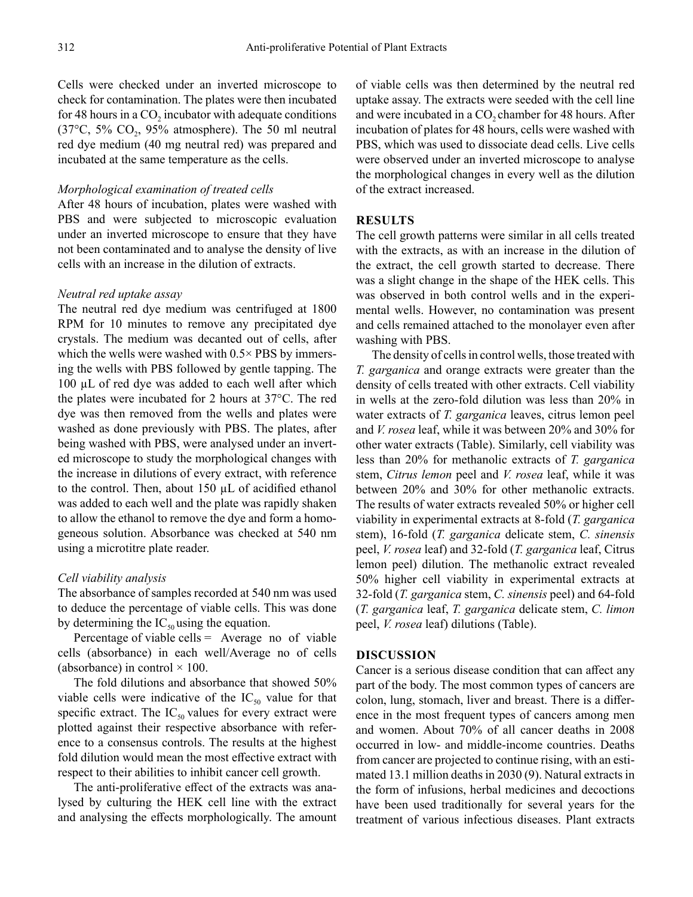Cells were checked under an inverted microscope to check for contamination. The plates were then incubated for 48 hours in a $CO_2$ incubator with adequate conditions (37°C, 5% $CO_2$, 95% atmosphere). The 50 ml neutral red dye medium (40 mg neutral red) was prepared and incubated at the same temperature as the cells.

### *Morphological examination of treated cells*

After 48 hours of incubation, plates were washed with PBS and were subjected to microscopic evaluation under an inverted microscope to ensure that they have not been contaminated and to analyse the density of live cells with an increase in the dilution of extracts.

### *Neutral red uptake assay*

The neutral red dye medium was centrifuged at 1800 RPM for 10 minutes to remove any precipitated dye crystals. The medium was decanted out of cells, after which the wells were washed with 0.5× PBS by immersing the wells with PBS followed by gentle tapping. The 100 µL of red dye was added to each well after which the plates were incubated for 2 hours at 37°C. The red dye was then removed from the wells and plates were washed as done previously with PBS. The plates, after being washed with PBS, were analysed under an inverted microscope to study the morphological changes with the increase in dilutions of every extract, with reference to the control. Then, about 150 µL of acidified ethanol was added to each well and the plate was rapidly shaken to allow the ethanol to remove the dye and form a homogeneous solution. Absorbance was checked at 540 nm using a microtitre plate reader.

### *Cell viability analysis*

The absorbance of samples recorded at 540 nm was used to deduce the percentage of viable cells. This was done by determining the $IC_{50}$ using the equation.

Percentage of viable cells = Average no of viable cells (absorbance) in each well/Average no of cells (absorbance) in control × 100.

The fold dilutions and absorbance that showed 50% viable cells were indicative of the $IC_{50}$ value for that specific extract. The $IC_{50}$ values for every extract were plotted against their respective absorbance with reference to a consensus controls. The results at the highest fold dilution would mean the most effective extract with respect to their abilities to inhibit cancer cell growth.

The anti-proliferative effect of the extracts was analysed by culturing the HEK cell line with the extract and analysing the effects morphologically. The amount of viable cells was then determined by the neutral red uptake assay. The extracts were seeded with the cell line and were incubated in a $CO_2$ chamber for 48 hours. After incubation of plates for 48 hours, cells were washed with PBS, which was used to dissociate dead cells. Live cells were observed under an inverted microscope to analyse the morphological changes in every well as the dilution of the extract increased.

## RESULTS

The cell growth patterns were similar in all cells treated with the extracts, as with an increase in the dilution of the extract, the cell growth started to decrease. There was a slight change in the shape of the HEK cells. This was observed in both control wells and in the experimental wells. However, no contamination was present and cells remained attached to the monolayer even after washing with PBS.

The density of cells in control wells, those treated with *T. garganica* and orange extracts were greater than the density of cells treated with other extracts. Cell viability in wells at the zero-fold dilution was less than 20% in water extracts of *T. garganica* leaves, citrus lemon peel and *V. rosea* leaf, while it was between 20% and 30% for other water extracts (Table). Similarly, cell viability was less than 20% for methanolic extracts of *T. garganica* stem, *Citrus lemon* peel and *V. rosea* leaf, while it was between 20% and 30% for other methanolic extracts. The results of water extracts revealed 50% or higher cell viability in experimental extracts at 8-fold (*T. garganica* stem), 16-fold (*T. garganica* delicate stem, *C. sinensis* peel, *V. rosea* leaf) and 32-fold (*T. garganica* leaf, Citrus lemon peel) dilution. The methanolic extract revealed 50% higher cell viability in experimental extracts at 32-fold (*T. garganica* stem, *C. sinensis* peel) and 64-fold (*T. garganica* leaf, *T. garganica* delicate stem, *C. limon* peel, *V. rosea* leaf) dilutions (Table).

## DISCUSSION

Cancer is a serious disease condition that can affect any part of the body. The most common types of cancers are colon, lung, stomach, liver and breast. There is a difference in the most frequent types of cancers among men and women. About 70% of all cancer deaths in 2008 occurred in low- and middle-income countries. Deaths from cancer are projected to continue rising, with an estimated 13.1 million deaths in 2030 (9). Natural extracts in the form of infusions, herbal medicines and decoctions have been used traditionally for several years for the treatment of various infectious diseases. Plant extracts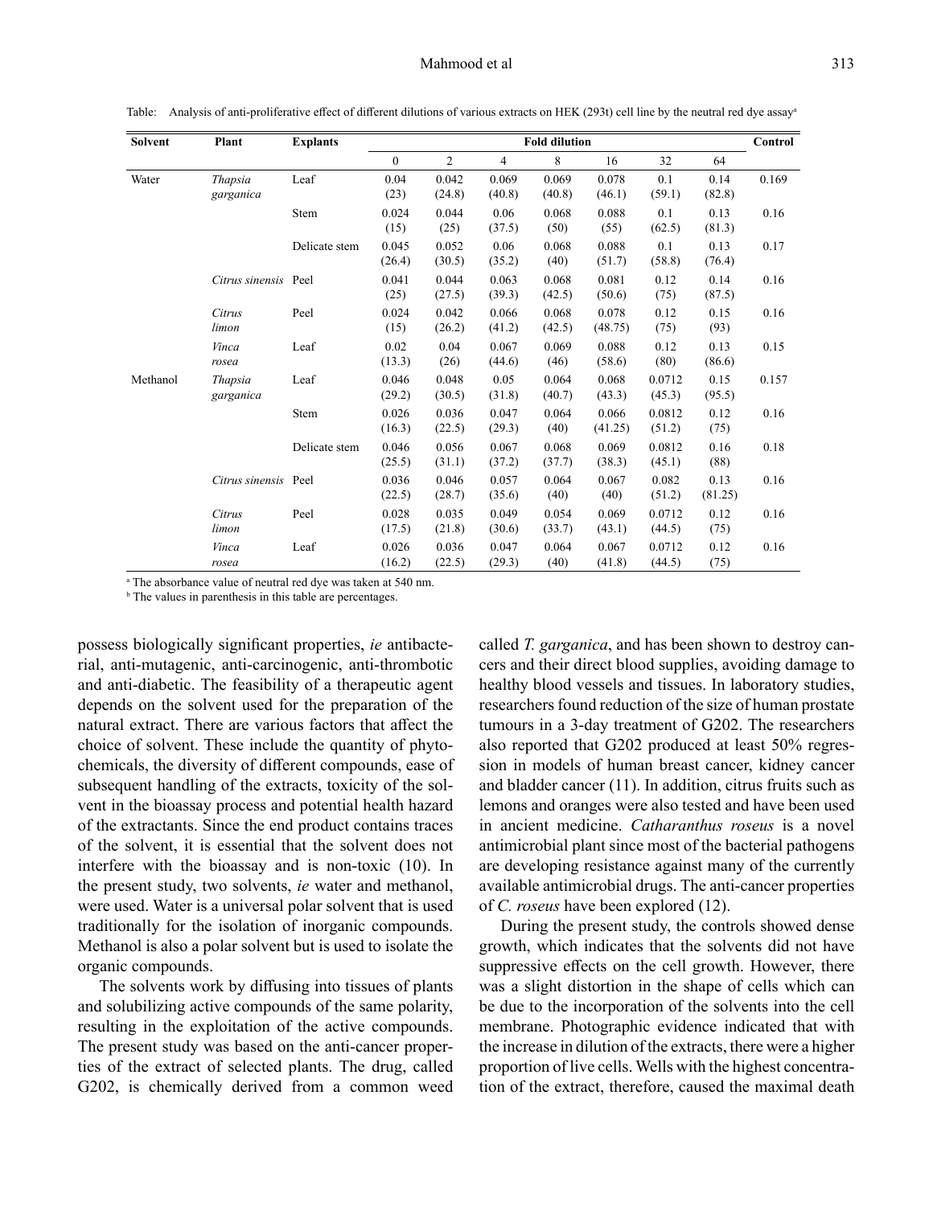Table: Analysis of anti-proliferative effect of different dilutions of various extracts on HEK (293t) cell line by the neutral red dye assay[a]

| Solvent | Plant | Explants | Fold dilution | | | | | | | Control |
|---|---|---|---|---|---|---|---|---|---|---|
| | | | 0 | 2 | 4 | 8 | 16 | 32 | 64 | |
| Water | *Thapsia garganica* | Leaf | 0.04 (23) | 0.042 (24.8) | 0.069 (40.8) | 0.069 (40.8) | 0.078 (46.1) | 0.1 (59.1) | 0.14 (82.8) | 0.169 |
| | | Stem | 0.024 (15) | 0.044 (25) | 0.06 (37.5) | 0.068 (50) | 0.088 (55) | 0.1 (62.5) | 0.13 (81.3) | 0.16 |
| | | Delicate stem | 0.045 (26.4) | 0.052 (30.5) | 0.06 (35.2) | 0.068 (40) | 0.088 (51.7) | 0.1 (58.8) | 0.13 (76.4) | 0.17 |
| | *Citrus sinensis* | Peel | 0.041 (25) | 0.044 (27.5) | 0.063 (39.3) | 0.068 (42.5) | 0.081 (50.6) | 0.12 (75) | 0.14 (87.5) | 0.16 |
| | *Citrus limon* | Peel | 0.024 (15) | 0.042 (26.2) | 0.066 (41.2) | 0.068 (42.5) | 0.078 (48.75) | 0.12 (75) | 0.15 (93) | 0.16 |
| | *Vinca rosea* | Leaf | 0.02 (13.3) | 0.04 (26) | 0.067 (44.6) | 0.069 (46) | 0.088 (58.6) | 0.12 (80) | 0.13 (86.6) | 0.15 |
| Methanol | *Thapsia garganica* | Leaf | 0.046 (29.2) | 0.048 (30.5) | 0.05 (31.8) | 0.064 (40.7) | 0.068 (43.3) | 0.0712 (45.3) | 0.15 (95.5) | 0.157 |
| | | Stem | 0.026 (16.3) | 0.036 (22.5) | 0.047 (29.3) | 0.064 (40) | 0.066 (41.25) | 0.0812 (51.2) | 0.12 (75) | 0.16 |
| | | Delicate stem | 0.046 (25.5) | 0.056 (31.1) | 0.067 (37.2) | 0.068 (37.7) | 0.069 (38.3) | 0.0812 (45.1) | 0.16 (88) | 0.18 |
| | *Citrus sinensis* | Peel | 0.036 (22.5) | 0.046 (28.7) | 0.057 (35.6) | 0.064 (40) | 0.067 (40) | 0.082 (51.2) | 0.13 (81.25) | 0.16 |
| | *Citrus limon* | Peel | 0.028 (17.5) | 0.035 (21.8) | 0.049 (30.6) | 0.054 (33.7) | 0.069 (43.1) | 0.0712 (44.5) | 0.12 (75) | 0.16 |
| | *Vinca rosea* | Leaf | 0.026 (16.2) | 0.036 (22.5) | 0.047 (29.3) | 0.064 (40) | 0.067 (41.8) | 0.0712 (44.5) | 0.12 (75) | 0.16 |

[a] The absorbance value of neutral red dye was taken at 540 nm.

[b] The values in parenthesis in this table are percentages.

possess biologically significant properties, *ie* antibacterial, anti-mutagenic, anti-carcinogenic, anti-thrombotic and anti-diabetic. The feasibility of a therapeutic agent depends on the solvent used for the preparation of the natural extract. There are various factors that affect the choice of solvent. These include the quantity of phytochemicals, the diversity of different compounds, ease of subsequent handling of the extracts, toxicity of the solvent in the bioassay process and potential health hazard of the extractants. Since the end product contains traces of the solvent, it is essential that the solvent does not interfere with the bioassay and is non-toxic (10). In the present study, two solvents, *ie* water and methanol, were used. Water is a universal polar solvent that is used traditionally for the isolation of inorganic compounds. Methanol is also a polar solvent but is used to isolate the organic compounds.

The solvents work by diffusing into tissues of plants and solubilizing active compounds of the same polarity, resulting in the exploitation of the active compounds. The present study was based on the anti-cancer properties of the extract of selected plants. The drug, called G202, is chemically derived from a common weed called *T. garganica*, and has been shown to destroy cancers and their direct blood supplies, avoiding damage to healthy blood vessels and tissues. In laboratory studies, researchers found reduction of the size of human prostate tumours in a 3-day treatment of G202. The researchers also reported that G202 produced at least 50% regression in models of human breast cancer, kidney cancer and bladder cancer (11). In addition, citrus fruits such as lemons and oranges were also tested and have been used in ancient medicine. *Catharanthus roseus* is a novel antimicrobial plant since most of the bacterial pathogens are developing resistance against many of the currently available antimicrobial drugs. The anti-cancer properties of *C. roseus* have been explored (12).

During the present study, the controls showed dense growth, which indicates that the solvents did not have suppressive effects on the cell growth. However, there was a slight distortion in the shape of cells which can be due to the incorporation of the solvents into the cell membrane. Photographic evidence indicated that with the increase in dilution of the extracts, there were a higher proportion of live cells. Wells with the highest concentration of the extract, therefore, caused the maximal death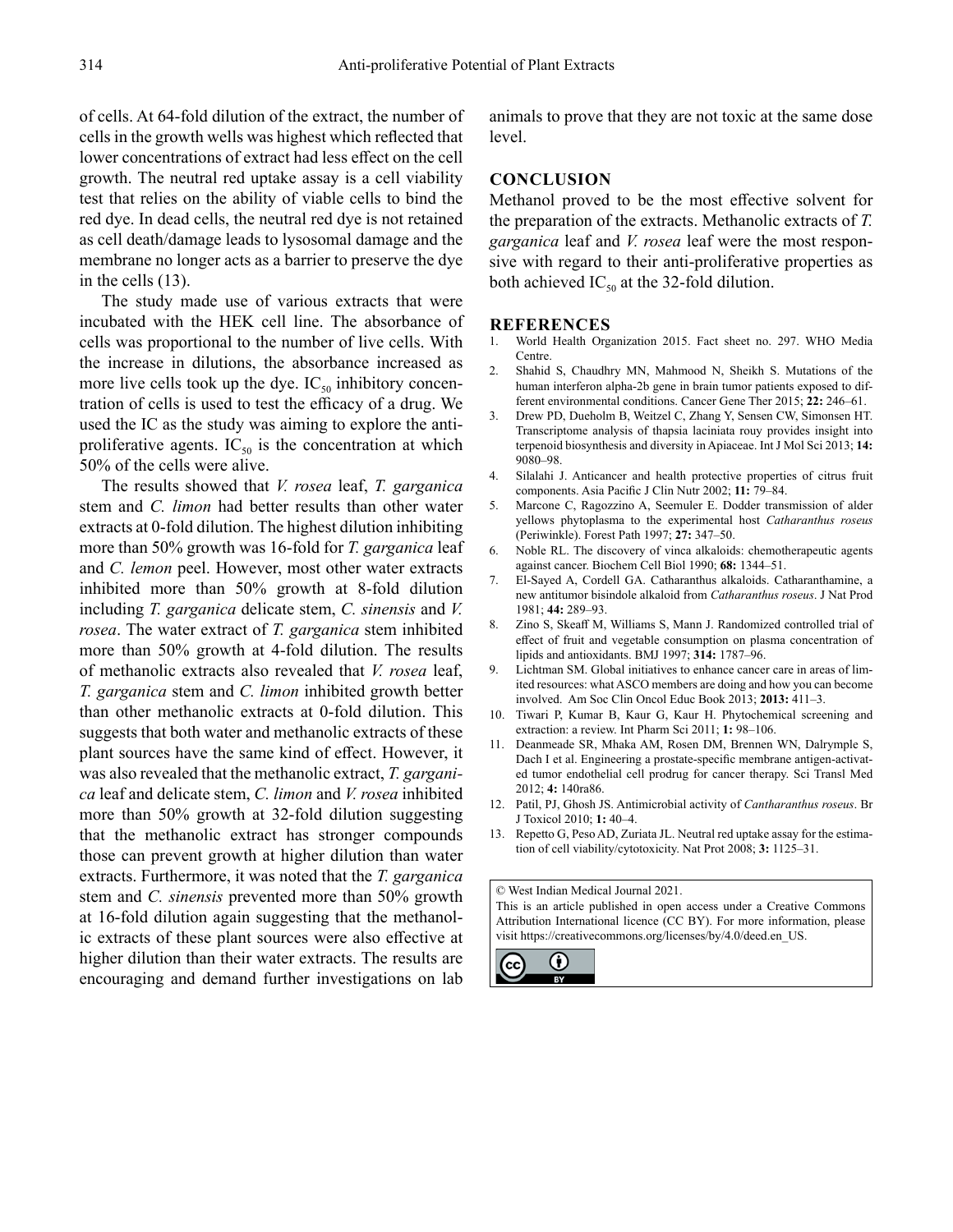of cells. At 64-fold dilution of the extract, the number of cells in the growth wells was highest which reflected that lower concentrations of extract had less effect on the cell growth. The neutral red uptake assay is a cell viability test that relies on the ability of viable cells to bind the red dye. In dead cells, the neutral red dye is not retained as cell death/damage leads to lysosomal damage and the membrane no longer acts as a barrier to preserve the dye in the cells (13).

The study made use of various extracts that were incubated with the HEK cell line. The absorbance of cells was proportional to the number of live cells. With the increase in dilutions, the absorbance increased as more live cells took up the dye. $IC_{50}$ inhibitory concentration of cells is used to test the efficacy of a drug. We used the IC as the study was aiming to explore the anti-proliferative agents. $IC_{50}$ is the concentration at which 50% of the cells were alive.

The results showed that *V. rosea* leaf, *T. garganica* stem and *C. limon* had better results than other water extracts at 0-fold dilution. The highest dilution inhibiting more than 50% growth was 16-fold for *T. garganica* leaf and *C. lemon* peel. However, most other water extracts inhibited more than 50% growth at 8-fold dilution including *T. garganica* delicate stem, *C. sinensis* and *V. rosea*. The water extract of *T. garganica* stem inhibited more than 50% growth at 4-fold dilution. The results of methanolic extracts also revealed that *V. rosea* leaf, *T. garganica* stem and *C. limon* inhibited growth better than other methanolic extracts at 0-fold dilution. This suggests that both water and methanolic extracts of these plant sources have the same kind of effect. However, it was also revealed that the methanolic extract, *T. garganica* leaf and delicate stem, *C. limon* and *V. rosea* inhibited more than 50% growth at 32-fold dilution suggesting that the methanolic extract has stronger compounds those can prevent growth at higher dilution than water extracts. Furthermore, it was noted that the *T. garganica* stem and *C. sinensis* prevented more than 50% growth at 16-fold dilution again suggesting that the methanolic extracts of these plant sources were also effective at higher dilution than their water extracts. The results are encouraging and demand further investigations on lab animals to prove that they are not toxic at the same dose level.

## CONCLUSION

Methanol proved to be the most effective solvent for the preparation of the extracts. Methanolic extracts of *T. garganica* leaf and *V. rosea* leaf were the most responsive with regard to their anti-proliferative properties as both achieved $IC_{50}$ at the 32-fold dilution.

## REFERENCES

1. World Health Organization 2015. Fact sheet no. 297. WHO Media Centre.
2. Shahid S, Chaudhry MN, Mahmood N, Sheikh S. Mutations of the human interferon alpha-2b gene in brain tumor patients exposed to different environmental conditions. Cancer Gene Ther 2015; **22:** 246–61.
3. Drew PD, Dueholm B, Weitzel C, Zhang Y, Sensen CW, Simonsen HT. Transcriptome analysis of thapsia laciniata rouy provides insight into terpenoid biosynthesis and diversity in Apiaceae. Int J Mol Sci 2013; **14:** 9080–98.
4. Silalahi J. Anticancer and health protective properties of citrus fruit components. Asia Pacific J Clin Nutr 2002; **11:** 79–84.
5. Marcone C, Ragozzino A, Seemuler E. Dodder transmission of alder yellows phytoplasma to the experimental host *Catharanthus roseus* (Periwinkle). Forest Path 1997; **27:** 347–50.
6. Noble RL. The discovery of vinca alkaloids: chemotherapeutic agents against cancer. Biochem Cell Biol 1990; **68:** 1344–51.
7. El-Sayed A, Cordell GA. Catharanthus alkaloids. Catharanthamine, a new antitumor bisindole alkaloid from *Catharanthus roseus*. J Nat Prod 1981; **44:** 289–93.
8. Zino S, Skeaff M, Williams S, Mann J. Randomized controlled trial of effect of fruit and vegetable consumption on plasma concentration of lipids and antioxidants. BMJ 1997; **314:** 1787–96.
9. Lichtman SM. Global initiatives to enhance cancer care in areas of limited resources: what ASCO members are doing and how you can become involved. Am Soc Clin Oncol Educ Book 2013; **2013:** 411–3.
10. Tiwari P, Kumar B, Kaur G, Kaur H. Phytochemical screening and extraction: a review. Int Pharm Sci 2011; **1:** 98–106.
11. Deanmeade SR, Mhaka AM, Rosen DM, Brennen WN, Dalrymple S, Dach I et al. Engineering a prostate-specific membrane antigen-activated tumor endothelial cell prodrug for cancer therapy. Sci Transl Med 2012; **4:** 140ra86.
12. Patil, PJ, Ghosh JS. Antimicrobial activity of *Cantharanthus roseus*. Br J Toxicol 2010; **1:** 40–4.
13. Repetto G, Peso AD, Zuriata JL. Neutral red uptake assay for the estimation of cell viability/cytotoxicity. Nat Prot 2008; **3:** 1125–31.

© West Indian Medical Journal 2021.
This is an article published in open access under a Creative Commons Attribution International licence (CC BY). For more information, please visit https://creativecommons.org/licenses/by/4.0/deed.en_US.